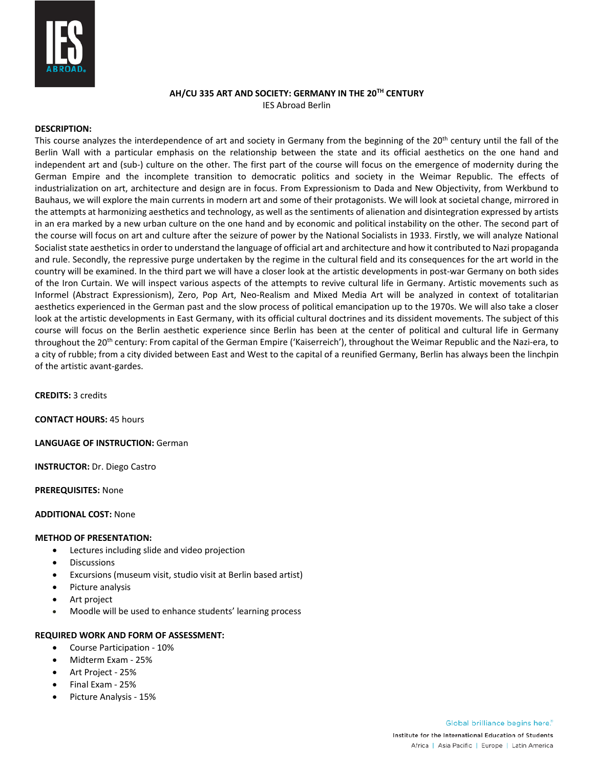# AH/CU 335 ART AND SOCIETY: GERMANY IN THE 20TH CENTURY

IES Abroad Berlin

**DESCRIPTION:**

This course analyzes the interdependence of art and society in Germany from the beginning of the 20th century until the fall of the Berlin Wall with a particular emphasis on the relationship between the state and its official aesthetics on the one hand and independent art and (sub-) culture on the other. The first part of the course will focus on the emergence of modernity during the German Empire and the incomplete transition to democratic politics and society in the Weimar Republic. The effects of industrialization on art, architecture and design are in focus. From Expressionism to Dada and New Objectivity, from Werkbund to Bauhaus, we will explore the main currents in modern art and some of their protagonists. We will look at societal change, mirrored in the attempts at harmonizing aesthetics and technology, as well as the sentiments of alienation and disintegration expressed by artists in an era marked by a new urban culture on the one hand and by economic and political instability on the other. The second part of the course will focus on art and culture after the seizure of power by the National Socialists in 1933. Firstly, we will analyze National Socialist state aesthetics in order to understand the language of official art and architecture and how it contributed to Nazi propaganda and rule. Secondly, the repressive purge undertaken by the regime in the cultural field and its consequences for the art world in the country will be examined. In the third part we will have a closer look at the artistic developments in post-war Germany on both sides of the Iron Curtain. We will inspect various aspects of the attempts to revive cultural life in Germany. Artistic movements such as Informel (Abstract Expressionism), Zero, Pop Art, Neo-Realism and Mixed Media Art will be analyzed in context of totalitarian aesthetics experienced in the German past and the slow process of political emancipation up to the 1970s. We will also take a closer look at the artistic developments in East Germany, with its official cultural doctrines and its dissident movements. The subject of this course will focus on the Berlin aesthetic experience since Berlin has been at the center of political and cultural life in Germany throughout the 20th century: From capital of the German Empire ('Kaiserreich'), throughout the Weimar Republic and the Nazi-era, to a city of rubble; from a city divided between East and West to the capital of a reunified Germany, Berlin has always been the linchpin of the artistic avant-gardes.

**CREDITS:** 3 credits

**CONTACT HOURS:** 45 hours

**LANGUAGE OF INSTRUCTION:** German

**INSTRUCTOR:** Dr. Diego Castro

**PREREQUISITES:** None

**ADDITIONAL COST:** None

**METHOD OF PRESENTATION:**

- Lectures including slide and video projection
- Discussions
- Excursions (museum visit, studio visit at Berlin based artist)
- Picture analysis
- Art project
- Moodle will be used to enhance students' learning process

**REQUIRED WORK AND FORM OF ASSESSMENT:**

- Course Participation - 10%
- Midterm Exam - 25%
- Art Project - 25%
- Final Exam - 25%
- Picture Analysis - 15%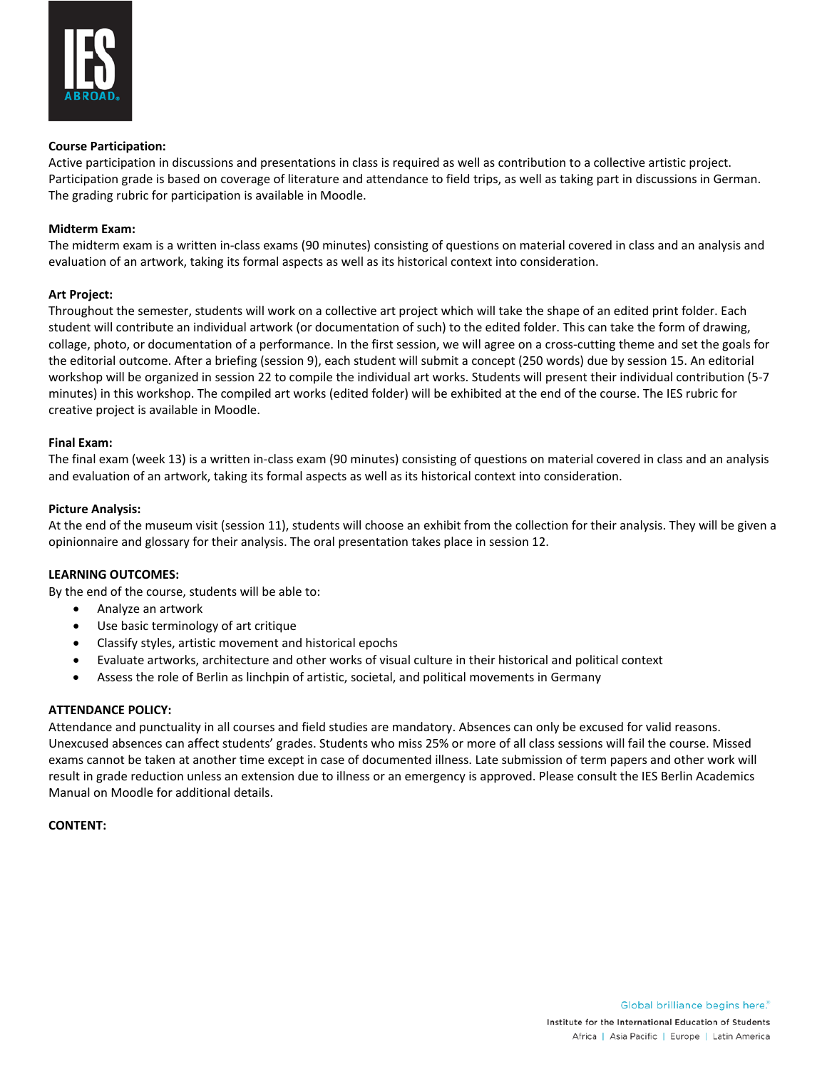**Course Participation:**
Active participation in discussions and presentations in class is required as well as contribution to a collective artistic project. Participation grade is based on coverage of literature and attendance to field trips, as well as taking part in discussions in German. The grading rubric for participation is available in Moodle.

**Midterm Exam:**
The midterm exam is a written in-class exams (90 minutes) consisting of questions on material covered in class and an analysis and evaluation of an artwork, taking its formal aspects as well as its historical context into consideration.

**Art Project:**
Throughout the semester, students will work on a collective art project which will take the shape of an edited print folder. Each student will contribute an individual artwork (or documentation of such) to the edited folder. This can take the form of drawing, collage, photo, or documentation of a performance. In the first session, we will agree on a cross-cutting theme and set the goals for the editorial outcome. After a briefing (session 9), each student will submit a concept (250 words) due by session 15. An editorial workshop will be organized in session 22 to compile the individual art works. Students will present their individual contribution (5-7 minutes) in this workshop. The compiled art works (edited folder) will be exhibited at the end of the course. The IES rubric for creative project is available in Moodle.

**Final Exam:**
The final exam (week 13) is a written in-class exam (90 minutes) consisting of questions on material covered in class and an analysis and evaluation of an artwork, taking its formal aspects as well as its historical context into consideration.

**Picture Analysis:**
At the end of the museum visit (session 11), students will choose an exhibit from the collection for their analysis. They will be given a opinionnaire and glossary for their analysis. The oral presentation takes place in session 12.

**LEARNING OUTCOMES:**
By the end of the course, students will be able to:

- Analyze an artwork
- Use basic terminology of art critique
- Classify styles, artistic movement and historical epochs
- Evaluate artworks, architecture and other works of visual culture in their historical and political context
- Assess the role of Berlin as linchpin of artistic, societal, and political movements in Germany

**ATTENDANCE POLICY:**
Attendance and punctuality in all courses and field studies are mandatory. Absences can only be excused for valid reasons. Unexcused absences can affect students' grades. Students who miss 25% or more of all class sessions will fail the course. Missed exams cannot be taken at another time except in case of documented illness. Late submission of term papers and other work will result in grade reduction unless an extension due to illness or an emergency is approved. Please consult the IES Berlin Academics Manual on Moodle for additional details.

**CONTENT:**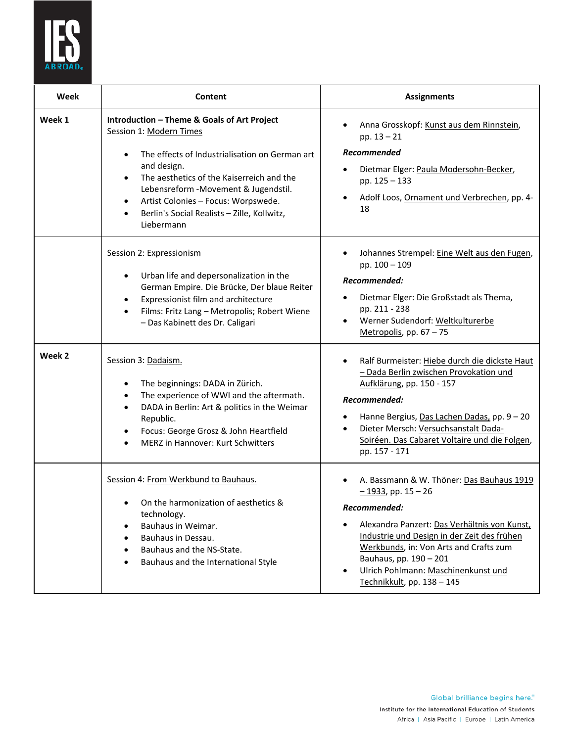| Week | Content | Assignments |
|---|---|---|
| Week 1 | **Introduction – Theme & Goals of Art Project**<br>Session 1: Modern Times<br>• The effects of Industrialisation on German art and design.<br>• The aesthetics of the Kaiserreich and the Lebensreform -Movement & Jugendstil.<br>• Artist Colonies – Focus: Worpswede.<br>• Berlin's Social Realists – Zille, Kollwitz, Liebermann | • Anna Grosskopf: Kunst aus dem Rinnstein, pp. 13 – 21<br>***Recommended***<br>• Dietmar Elger: Paula Modersohn-Becker, pp. 125 – 133<br>• Adolf Loos, Ornament und Verbrechen, pp. 4-18 |
| | Session 2: Expressionism<br>• Urban life and depersonalization in the German Empire. Die Brücke, Der blaue Reiter<br>• Expressionist film and architecture<br>• Films: Fritz Lang – Metropolis; Robert Wiene – Das Kabinett des Dr. Caligari | • Johannes Strempel: Eine Welt aus den Fugen, pp. 100 – 109<br>***Recommended:***<br>• Dietmar Elger: Die Großstadt als Thema, pp. 211 - 238<br>• Werner Sudendorf: Weltkulturerbe Metropolis, pp. 67 – 75 |
| Week 2 | Session 3: Dadaism.<br>• The beginnings: DADA in Zürich.<br>• The experience of WWI and the aftermath.<br>• DADA in Berlin: Art & politics in the Weimar Republic.<br>• Focus: George Grosz & John Heartfield<br>• MERZ in Hannover: Kurt Schwitters | • Ralf Burmeister: Hiebe durch die dickste Haut – Dada Berlin zwischen Provokation und Aufklärung, pp. 150 - 157<br>***Recommended:***<br>• Hanne Bergius, Das Lachen Dadas, pp. 9 – 20<br>• Dieter Mersch: Versuchsanstalt Dada-Soiréen. Das Cabaret Voltaire und die Folgen, pp. 157 - 171 |
| | Session 4: From Werkbund to Bauhaus.<br>• On the harmonization of aesthetics & technology.<br>• Bauhaus in Weimar.<br>• Bauhaus in Dessau.<br>• Bauhaus and the NS-State.<br>• Bauhaus and the International Style | • A. Bassmann & W. Thöner: Das Bauhaus 1919 – 1933, pp. 15 – 26<br>***Recommended:***<br>• Alexandra Panzert: Das Verhältnis von Kunst, Industrie und Design in der Zeit des frühen Werkbunds, in: Von Arts and Crafts zum Bauhaus, pp. 190 – 201<br>• Ulrich Pohlmann: Maschinenkunst und Technikkult, pp. 138 – 145 |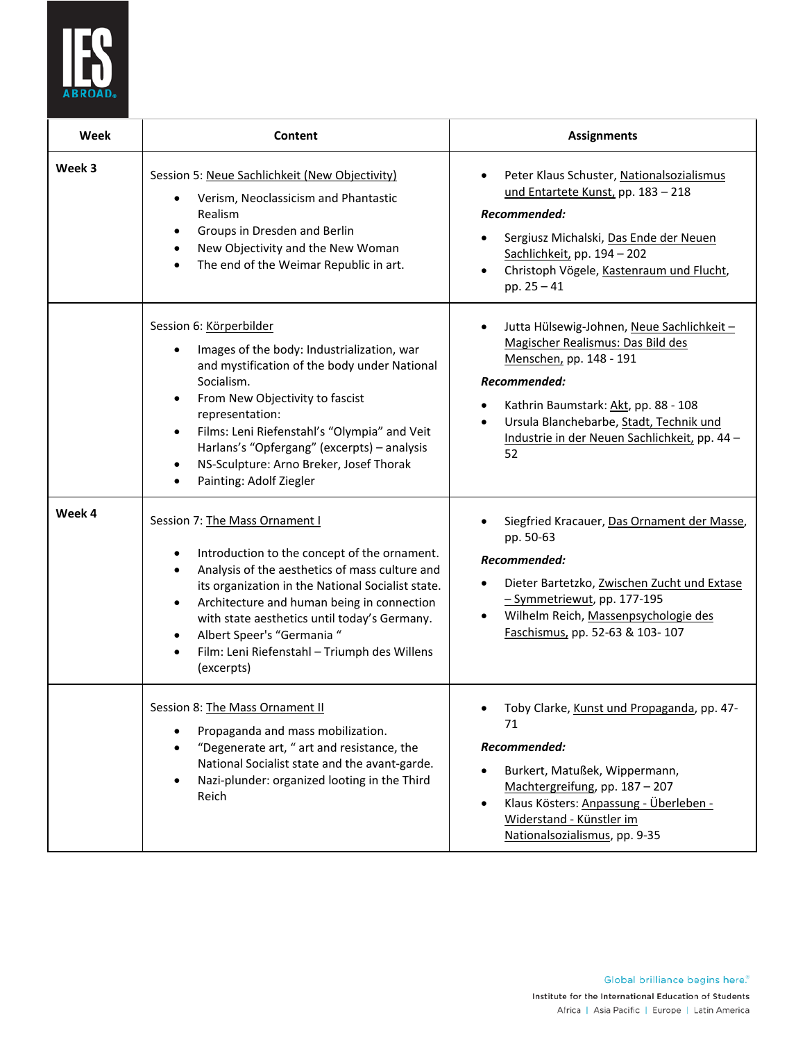| Week | Content | Assignments |
|---|---|---|
| **Week 3** | Session 5: Neue Sachlichkeit (New Objectivity)<br>• Verism, Neoclassicism and Phantastic Realism<br>• Groups in Dresden and Berlin<br>• New Objectivity and the New Woman<br>• The end of the Weimar Republic in art. | • Peter Klaus Schuster, Nationalsozialismus und Entartete Kunst, pp. 183 – 218<br>***Recommended:***<br>• Sergiusz Michalski, Das Ende der Neuen Sachlichkeit, pp. 194 – 202<br>• Christoph Vögele, Kastenraum und Flucht, pp. 25 – 41 |
| | Session 6: Körperbilder<br>• Images of the body: Industrialization, war and mystification of the body under National Socialism.<br>• From New Objectivity to fascist representation:<br>• Films: Leni Riefenstahl's "Olympia" and Veit Harlans's "Opfergang" (excerpts) – analysis<br>• NS-Sculpture: Arno Breker, Josef Thorak<br>• Painting: Adolf Ziegler | • Jutta Hülsewig-Johnen, Neue Sachlichkeit – Magischer Realismus: Das Bild des Menschen, pp. 148 - 191<br>***Recommended:***<br>• Kathrin Baumstark: Akt, pp. 88 - 108<br>• Ursula Blanchebarbe, Stadt, Technik und Industrie in der Neuen Sachlichkeit, pp. 44 – 52 |
| **Week 4** | Session 7: The Mass Ornament I<br>• Introduction to the concept of the ornament.<br>• Analysis of the aesthetics of mass culture and its organization in the National Socialist state.<br>• Architecture and human being in connection with state aesthetics until today's Germany.<br>• Albert Speer's "Germania "<br>• Film: Leni Riefenstahl – Triumph des Willens (excerpts) | • Siegfried Kracauer, Das Ornament der Masse, pp. 50-63<br>***Recommended:***<br>• Dieter Bartetzko, Zwischen Zucht und Extase – Symmetriewut, pp. 177-195<br>• Wilhelm Reich, Massenpsychologie des Faschismus, pp. 52-63 & 103- 107 |
| | Session 8: The Mass Ornament II<br>• Propaganda and mass mobilization.<br>• "Degenerate art, " art and resistance, the National Socialist state and the avant-garde.<br>• Nazi-plunder: organized looting in the Third Reich | • Toby Clarke, Kunst und Propaganda, pp. 47-71<br>***Recommended:***<br>• Burkert, Matußek, Wippermann, Machtergreifung, pp. 187 – 207<br>• Klaus Kösters: Anpassung - Überleben - Widerstand - Künstler im Nationalsozialismus, pp. 9-35 |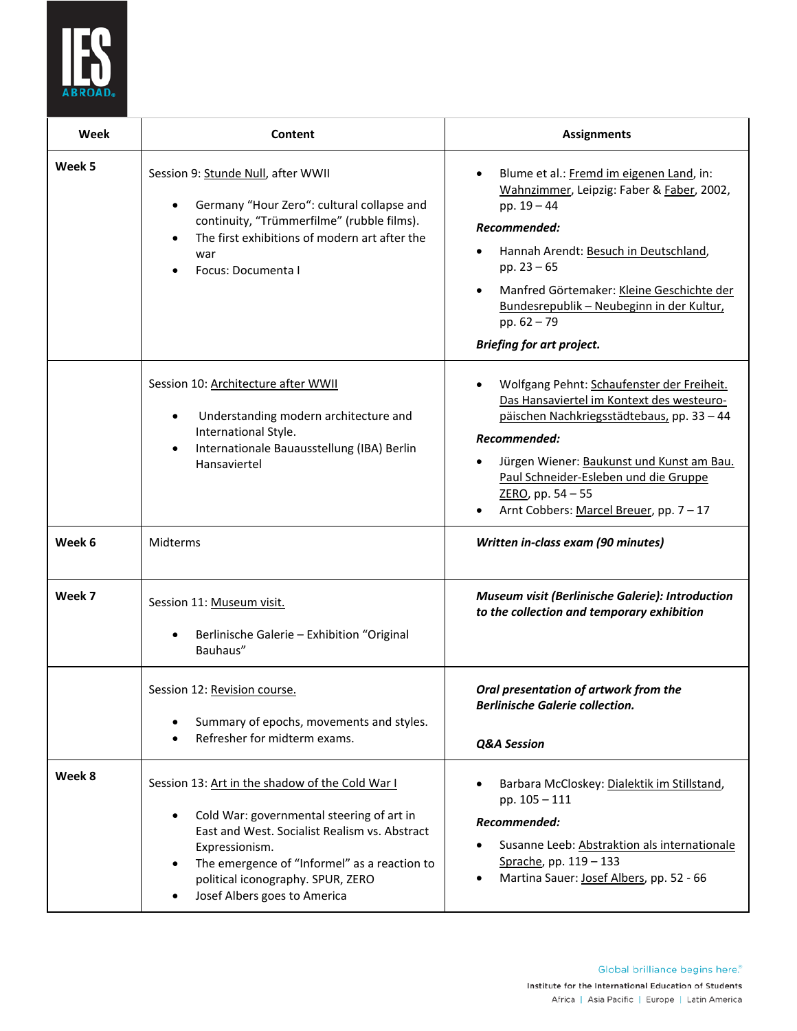| Week | Content | Assignments |
| --- | --- | --- |
| **Week 5** | Session 9: Stunde Null, after WWII<br><br>• Germany "Hour Zero": cultural collapse and continuity, "Trümmerfilme" (rubble films).<br>• The first exhibitions of modern art after the war<br>• Focus: Documenta I | • Blume et al.: Fremd im eigenen Land, in: Wahnzimmer, Leipzig: Faber & Faber, 2002, pp. 19 – 44<br><br>***Recommended:***<br><br>• Hannah Arendt: Besuch in Deutschland, pp. 23 – 65<br>• Manfred Görtemaker: Kleine Geschichte der Bundesrepublik – Neubeginn in der Kultur, pp. 62 – 79<br><br>***Briefing for art project.*** |
| | Session 10: Architecture after WWII<br><br>• Understanding modern architecture and International Style.<br>• Internationale Bauausstellung (IBA) Berlin Hansaviertel | • Wolfgang Pehnt: Schaufenster der Freiheit. Das Hansaviertel im Kontext des westeuro-päischen Nachkriegsstädtebaus, pp. 33 – 44<br><br>***Recommended:***<br><br>• Jürgen Wiener: Baukunst und Kunst am Bau. Paul Schneider-Esleben und die Gruppe ZERO, pp. 54 – 55<br>• Arnt Cobbers: Marcel Breuer, pp. 7 – 17 |
| **Week 6** | Midterms | ***Written in-class exam (90 minutes)*** |
| **Week 7** | Session 11: Museum visit.<br><br>• Berlinische Galerie – Exhibition "Original Bauhaus" | ***Museum visit (Berlinische Galerie): Introduction to the collection and temporary exhibition*** |
| | Session 12: Revision course.<br><br>• Summary of epochs, movements and styles.<br>• Refresher for midterm exams. | ***Oral presentation of artwork from the Berlinische Galerie collection.***<br><br>***Q&A Session*** |
| **Week 8** | Session 13: Art in the shadow of the Cold War I<br><br>• Cold War: governmental steering of art in East and West. Socialist Realism vs. Abstract Expressionism.<br>• The emergence of "Informel" as a reaction to political iconography. SPUR, ZERO<br>• Josef Albers goes to America | • Barbara McCloskey: Dialektik im Stillstand, pp. 105 – 111<br><br>***Recommended:***<br><br>• Susanne Leeb: Abstraktion als internationale Sprache, pp. 119 – 133<br>• Martina Sauer: Josef Albers, pp. 52 - 66 |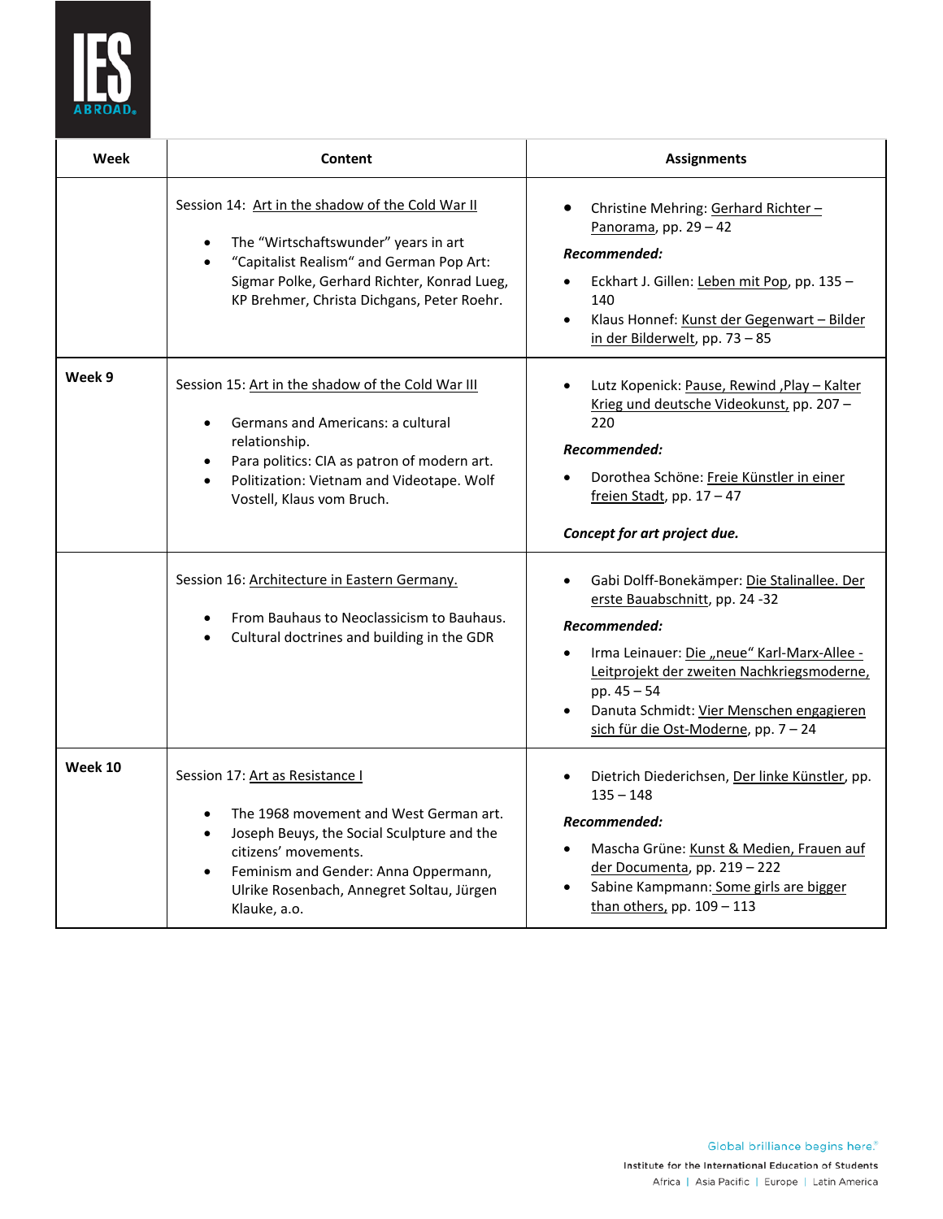| Week | Content | Assignments |
|---|---|---|
| | Session 14: Art in the shadow of the Cold War II<br><br>• The "Wirtschaftswunder" years in art<br>• "Capitalist Realism" and German Pop Art: Sigmar Polke, Gerhard Richter, Konrad Lueg, KP Brehmer, Christa Dichgans, Peter Roehr. | • Christine Mehring: Gerhard Richter – Panorama, pp. 29 – 42<br><br>***Recommended:***<br><br>• Eckhart J. Gillen: Leben mit Pop, pp. 135 – 140<br>• Klaus Honnef: Kunst der Gegenwart – Bilder in der Bilderwelt, pp. 73 – 85 |
| **Week 9** | Session 15: Art in the shadow of the Cold War III<br><br>• Germans and Americans: a cultural relationship.<br>• Para politics: CIA as patron of modern art.<br>• Politization: Vietnam and Videotape. Wolf Vostell, Klaus vom Bruch. | • Lutz Kopenick: Pause, Rewind ,Play – Kalter Krieg und deutsche Videokunst, pp. 207 – 220<br><br>***Recommended:***<br><br>• Dorothea Schöne: Freie Künstler in einer freien Stadt, pp. 17 – 47<br><br>***Concept for art project due.*** |
| | Session 16: Architecture in Eastern Germany.<br><br>• From Bauhaus to Neoclassicism to Bauhaus.<br>• Cultural doctrines and building in the GDR | • Gabi Dolff-Bonekämper: Die Stalinallee. Der erste Bauabschnitt, pp. 24 -32<br><br>***Recommended:***<br><br>• Irma Leinauer: Die „neue" Karl-Marx-Allee - Leitprojekt der zweiten Nachkriegsmoderne, pp. 45 – 54<br>• Danuta Schmidt: Vier Menschen engagieren sich für die Ost-Moderne, pp. 7 – 24 |
| **Week 10** | Session 17: Art as Resistance I<br><br>• The 1968 movement and West German art.<br>• Joseph Beuys, the Social Sculpture and the citizens' movements.<br>• Feminism and Gender: Anna Oppermann, Ulrike Rosenbach, Annegret Soltau, Jürgen Klauke, a.o. | • Dietrich Diederichsen, Der linke Künstler, pp. 135 – 148<br><br>***Recommended:***<br><br>• Mascha Grüne: Kunst & Medien, Frauen auf der Documenta, pp. 219 – 222<br>• Sabine Kampmann: Some girls are bigger than others, pp. 109 – 113 |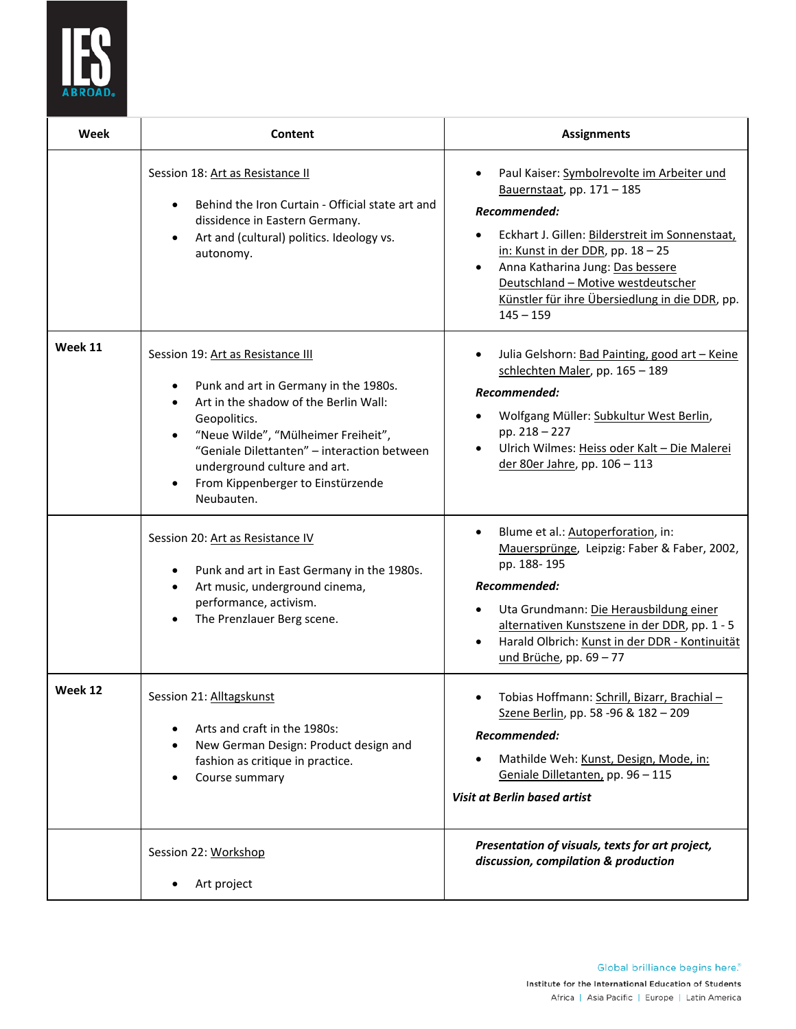| Week | Content | Assignments |
|---|---|---|
| | Session 18: Art as Resistance II<br><br>• Behind the Iron Curtain - Official state art and dissidence in Eastern Germany.<br>• Art and (cultural) politics. Ideology vs. autonomy. | • Paul Kaiser: Symbolrevolte im Arbeiter und Bauernstaat, pp. 171 – 185<br>***Recommended:***<br>• Eckhart J. Gillen: Bilderstreit im Sonnenstaat, in: Kunst in der DDR, pp. 18 – 25<br>• Anna Katharina Jung: Das bessere Deutschland – Motive westdeutscher Künstler für ihre Übersiedlung in die DDR, pp. 145 – 159 |
| **Week 11** | Session 19: Art as Resistance III<br><br>• Punk and art in Germany in the 1980s.<br>• Art in the shadow of the Berlin Wall: Geopolitics.<br>• "Neue Wilde", "Mülheimer Freiheit", "Geniale Dilettanten" – interaction between underground culture and art.<br>• From Kippenberger to Einstürzende Neubauten. | • Julia Gelshorn: Bad Painting, good art – Keine schlechten Maler, pp. 165 – 189<br>***Recommended:***<br>• Wolfgang Müller: Subkultur West Berlin, pp. 218 – 227<br>• Ulrich Wilmes: Heiss oder Kalt – Die Malerei der 80er Jahre, pp. 106 – 113 |
| | Session 20: Art as Resistance IV<br><br>• Punk and art in East Germany in the 1980s.<br>• Art music, underground cinema, performance, activism.<br>• The Prenzlauer Berg scene. | • Blume et al.: Autoperforation, in: Mauersprünge, Leipzig: Faber & Faber, 2002, pp. 188- 195<br>***Recommended:***<br>• Uta Grundmann: Die Herausbildung einer alternativen Kunstszene in der DDR, pp. 1 - 5<br>• Harald Olbrich: Kunst in der DDR - Kontinuität und Brüche, pp. 69 – 77 |
| **Week 12** | Session 21: Alltagskunst<br><br>• Arts and craft in the 1980s:<br>• New German Design: Product design and fashion as critique in practice.<br>• Course summary | • Tobias Hoffmann: Schrill, Bizarr, Brachial – Szene Berlin, pp. 58 -96 & 182 – 209<br>***Recommended:***<br>• Mathilde Weh: Kunst, Design, Mode, in: Geniale Dilletanten, pp. 96 – 115<br>***Visit at Berlin based artist*** |
| | Session 22: Workshop<br><br>• Art project | ***Presentation of visuals, texts for art project, discussion, compilation & production*** |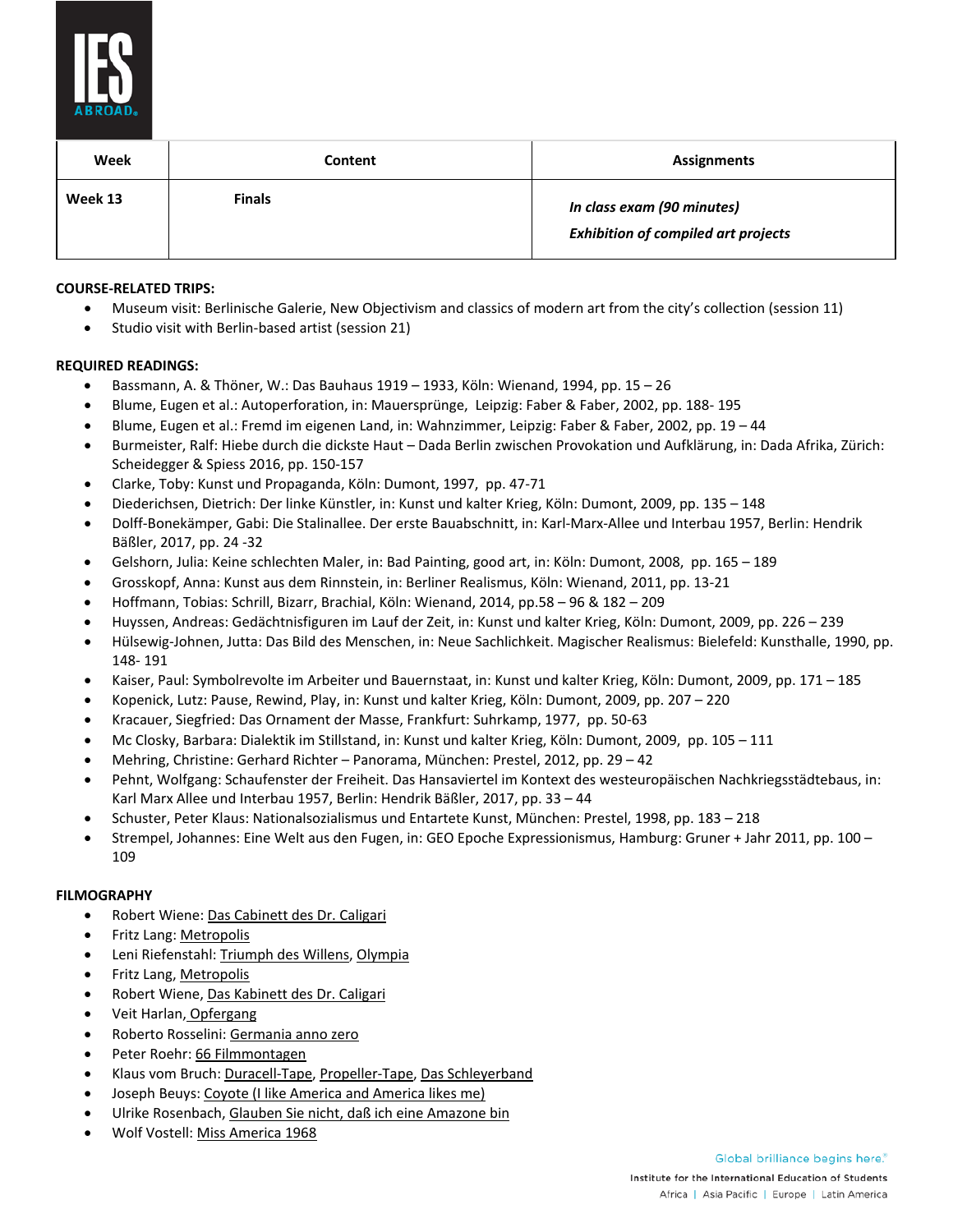| Week | Content | Assignments |
| --- | --- | --- |
| Week 13 | Finals | *In class exam (90 minutes)*<br>*Exhibition of compiled art projects* |

**COURSE-RELATED TRIPS:**

- Museum visit: Berlinische Galerie, New Objectivism and classics of modern art from the city's collection (session 11)
- Studio visit with Berlin-based artist (session 21)

**REQUIRED READINGS:**

- Bassmann, A. & Thöner, W.: Das Bauhaus 1919 – 1933, Köln: Wienand, 1994, pp. 15 – 26
- Blume, Eugen et al.: Autoperforation, in: Mauersprünge, Leipzig: Faber & Faber, 2002, pp. 188- 195
- Blume, Eugen et al.: Fremd im eigenen Land, in: Wahnzimmer, Leipzig: Faber & Faber, 2002, pp. 19 – 44
- Burmeister, Ralf: Hiebe durch die dickste Haut – Dada Berlin zwischen Provokation und Aufklärung, in: Dada Afrika, Zürich: Scheidegger & Spiess 2016, pp. 150-157
- Clarke, Toby: Kunst und Propaganda, Köln: Dumont, 1997, pp. 47-71
- Diederichsen, Dietrich: Der linke Künstler, in: Kunst und kalter Krieg, Köln: Dumont, 2009, pp. 135 – 148
- Dolff-Bonekämper, Gabi: Die Stalinallee. Der erste Bauabschnitt, in: Karl-Marx-Allee und Interbau 1957, Berlin: Hendrik Bäßler, 2017, pp. 24 -32
- Gelshorn, Julia: Keine schlechten Maler, in: Bad Painting, good art, in: Köln: Dumont, 2008, pp. 165 – 189
- Grosskopf, Anna: Kunst aus dem Rinnstein, in: Berliner Realismus, Köln: Wienand, 2011, pp. 13-21
- Hoffmann, Tobias: Schrill, Bizarr, Brachial, Köln: Wienand, 2014, pp.58 – 96 & 182 – 209
- Huyssen, Andreas: Gedächtnisfiguren im Lauf der Zeit, in: Kunst und kalter Krieg, Köln: Dumont, 2009, pp. 226 – 239
- Hülsewig-Johnen, Jutta: Das Bild des Menschen, in: Neue Sachlichkeit. Magischer Realismus: Bielefeld: Kunsthalle, 1990, pp. 148- 191
- Kaiser, Paul: Symbolrevolte im Arbeiter und Bauernstaat, in: Kunst und kalter Krieg, Köln: Dumont, 2009, pp. 171 – 185
- Kopenick, Lutz: Pause, Rewind, Play, in: Kunst und kalter Krieg, Köln: Dumont, 2009, pp. 207 – 220
- Kracauer, Siegfried: Das Ornament der Masse, Frankfurt: Suhrkamp, 1977, pp. 50-63
- Mc Closky, Barbara: Dialektik im Stillstand, in: Kunst und kalter Krieg, Köln: Dumont, 2009, pp. 105 – 111
- Mehring, Christine: Gerhard Richter – Panorama, München: Prestel, 2012, pp. 29 – 42
- Pehnt, Wolfgang: Schaufenster der Freiheit. Das Hansaviertel im Kontext des westeuropäischen Nachkriegsstädtebaus, in: Karl Marx Allee und Interbau 1957, Berlin: Hendrik Bäßler, 2017, pp. 33 – 44
- Schuster, Peter Klaus: Nationalsozialismus und Entartete Kunst, München: Prestel, 1998, pp. 183 – 218
- Strempel, Johannes: Eine Welt aus den Fugen, in: GEO Epoche Expressionismus, Hamburg: Gruner + Jahr 2011, pp. 100 – 109

**FILMOGRAPHY**

- Robert Wiene: Das Cabinett des Dr. Caligari
- Fritz Lang: Metropolis
- Leni Riefenstahl: Triumph des Willens, Olympia
- Fritz Lang, Metropolis
- Robert Wiene, Das Kabinett des Dr. Caligari
- Veit Harlan, Opfergang
- Roberto Rosselini: Germania anno zero
- Peter Roehr: 66 Filmmontagen
- Klaus vom Bruch: Duracell-Tape, Propeller-Tape, Das Schleyerband
- Joseph Beuys: Coyote (I like America and America likes me)
- Ulrike Rosenbach, Glauben Sie nicht, daß ich eine Amazone bin
- Wolf Vostell: Miss America 1968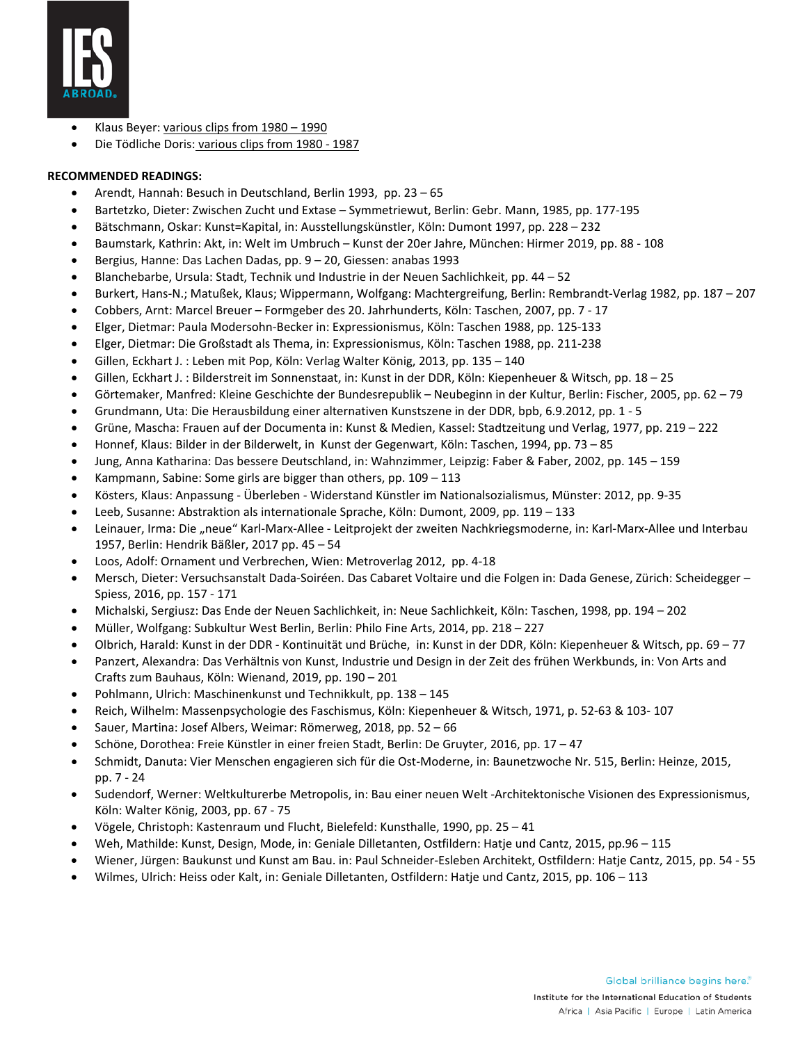- Klaus Beyer: various clips from 1980 – 1990
- Die Tödliche Doris: various clips from 1980 - 1987

**RECOMMENDED READINGS:**

- Arendt, Hannah: Besuch in Deutschland, Berlin 1993, pp. 23 – 65
- Bartetzko, Dieter: Zwischen Zucht und Extase – Symmetriewut, Berlin: Gebr. Mann, 1985, pp. 177-195
- Bätschmann, Oskar: Kunst=Kapital, in: Ausstellungskünstler, Köln: Dumont 1997, pp. 228 – 232
- Baumstark, Kathrin: Akt, in: Welt im Umbruch – Kunst der 20er Jahre, München: Hirmer 2019, pp. 88 - 108
- Bergius, Hanne: Das Lachen Dadas, pp. 9 – 20, Giessen: anabas 1993
- Blanchebarbe, Ursula: Stadt, Technik und Industrie in der Neuen Sachlichkeit, pp. 44 – 52
- Burkert, Hans-N.; Matußek, Klaus; Wippermann, Wolfgang: Machtergreifung, Berlin: Rembrandt-Verlag 1982, pp. 187 – 207
- Cobbers, Arnt: Marcel Breuer – Formgeber des 20. Jahrhunderts, Köln: Taschen, 2007, pp. 7 - 17
- Elger, Dietmar: Paula Modersohn-Becker in: Expressionismus, Köln: Taschen 1988, pp. 125-133
- Elger, Dietmar: Die Großstadt als Thema, in: Expressionismus, Köln: Taschen 1988, pp. 211-238
- Gillen, Eckhart J. : Leben mit Pop, Köln: Verlag Walter König, 2013, pp. 135 – 140
- Gillen, Eckhart J. : Bilderstreit im Sonnenstaat, in: Kunst in der DDR, Köln: Kiepenheuer & Witsch, pp. 18 – 25
- Görtemaker, Manfred: Kleine Geschichte der Bundesrepublik – Neubeginn in der Kultur, Berlin: Fischer, 2005, pp. 62 – 79
- Grundmann, Uta: Die Herausbildung einer alternativen Kunstszene in der DDR, bpb, 6.9.2012, pp. 1 - 5
- Grüne, Mascha: Frauen auf der Documenta in: Kunst & Medien, Kassel: Stadtzeitung und Verlag, 1977, pp. 219 – 222
- Honnef, Klaus: Bilder in der Bilderwelt, in Kunst der Gegenwart, Köln: Taschen, 1994, pp. 73 – 85
- Jung, Anna Katharina: Das bessere Deutschland, in: Wahnzimmer, Leipzig: Faber & Faber, 2002, pp. 145 – 159
- Kampmann, Sabine: Some girls are bigger than others, pp. 109 – 113
- Kösters, Klaus: Anpassung - Überleben - Widerstand Künstler im Nationalsozialismus, Münster: 2012, pp. 9-35
- Leeb, Susanne: Abstraktion als internationale Sprache, Köln: Dumont, 2009, pp. 119 – 133
- Leinauer, Irma: Die „neue" Karl-Marx-Allee - Leitprojekt der zweiten Nachkriegsmoderne, in: Karl-Marx-Allee und Interbau 1957, Berlin: Hendrik Bäßler, 2017 pp. 45 – 54
- Loos, Adolf: Ornament und Verbrechen, Wien: Metroverlag 2012, pp. 4-18
- Mersch, Dieter: Versuchsanstalt Dada-Soiréen. Das Cabaret Voltaire und die Folgen in: Dada Genese, Zürich: Scheidegger – Spiess, 2016, pp. 157 - 171
- Michalski, Sergiusz: Das Ende der Neuen Sachlichkeit, in: Neue Sachlichkeit, Köln: Taschen, 1998, pp. 194 – 202
- Müller, Wolfgang: Subkultur West Berlin, Berlin: Philo Fine Arts, 2014, pp. 218 – 227
- Olbrich, Harald: Kunst in der DDR - Kontinuität und Brüche, in: Kunst in der DDR, Köln: Kiepenheuer & Witsch, pp. 69 – 77
- Panzert, Alexandra: Das Verhältnis von Kunst, Industrie und Design in der Zeit des frühen Werkbunds, in: Von Arts and Crafts zum Bauhaus, Köln: Wienand, 2019, pp. 190 – 201
- Pohlmann, Ulrich: Maschinenkunst und Technikkult, pp. 138 – 145
- Reich, Wilhelm: Massenpsychologie des Faschismus, Köln: Kiepenheuer & Witsch, 1971, p. 52-63 & 103- 107
- Sauer, Martina: Josef Albers, Weimar: Römerweg, 2018, pp. 52 – 66
- Schöne, Dorothea: Freie Künstler in einer freien Stadt, Berlin: De Gruyter, 2016, pp. 17 – 47
- Schmidt, Danuta: Vier Menschen engagieren sich für die Ost-Moderne, in: Baunetzwoche Nr. 515, Berlin: Heinze, 2015, pp. 7 - 24
- Sudendorf, Werner: Weltkulturerbe Metropolis, in: Bau einer neuen Welt -Architektonische Visionen des Expressionismus, Köln: Walter König, 2003, pp. 67 - 75
- Vögele, Christoph: Kastenraum und Flucht, Bielefeld: Kunsthalle, 1990, pp. 25 – 41
- Weh, Mathilde: Kunst, Design, Mode, in: Geniale Dilletanten, Ostfildern: Hatje und Cantz, 2015, pp.96 – 115
- Wiener, Jürgen: Baukunst und Kunst am Bau. in: Paul Schneider-Esleben Architekt, Ostfildern: Hatje Cantz, 2015, pp. 54 - 55
- Wilmes, Ulrich: Heiss oder Kalt, in: Geniale Dilletanten, Ostfildern: Hatje und Cantz, 2015, pp. 106 – 113